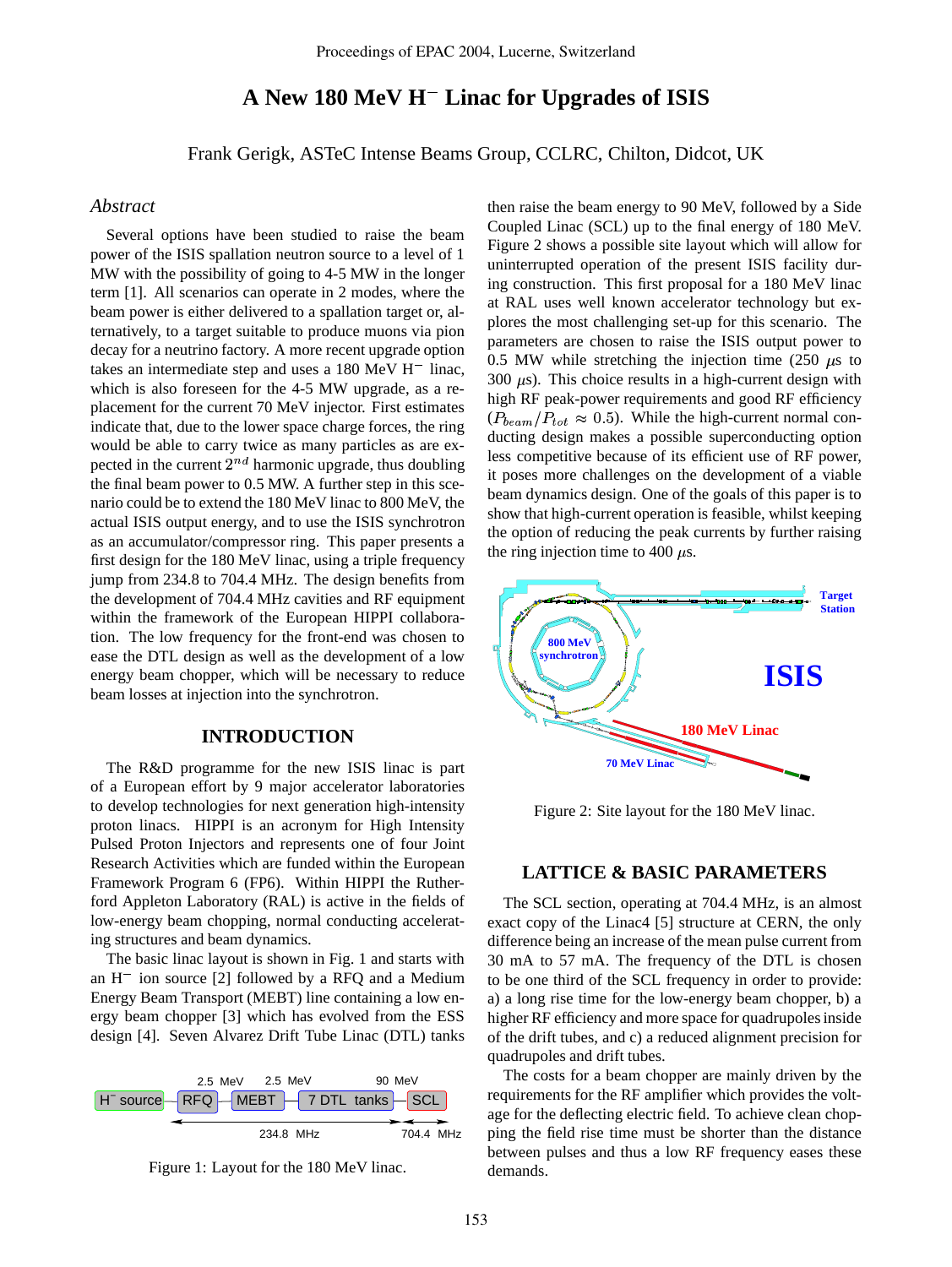# A New 180 MeV H$^-$ Linac for Upgrades of ISIS

Frank Gerigk, ASTeC Intense Beams Group, CCLRC, Chilton, Didcot, UK

## *Abstract*

Several options have been studied to raise the beam power of the ISIS spallation neutron source to a level of 1 MW with the possibility of going to 4-5 MW in the longer term [1]. All scenarios can operate in 2 modes, where the beam power is either delivered to a spallation target or, alternatively, to a target suitable to produce muons via pion decay for a neutrino factory. A more recent upgrade option takes an intermediate step and uses a 180 MeV H$^-$ linac, which is also foreseen for the 4-5 MW upgrade, as a replacement for the current 70 MeV injector. First estimates indicate that, due to the lower space charge forces, the ring would be able to carry twice as many particles as are expected in the current $2^{nd}$ harmonic upgrade, thus doubling the final beam power to 0.5 MW. A further step in this scenario could be to extend the 180 MeV linac to 800 MeV, the actual ISIS output energy, and to use the ISIS synchrotron as an accumulator/compressor ring. This paper presents a first design for the 180 MeV linac, using a triple frequency jump from 234.8 to 704.4 MHz. The design benefits from the development of 704.4 MHz cavities and RF equipment within the framework of the European HIPPI collaboration. The low frequency for the front-end was chosen to ease the DTL design as well as the development of a low energy beam chopper, which will be necessary to reduce beam losses at injection into the synchrotron.

## INTRODUCTION

The R&D programme for the new ISIS linac is part of a European effort by 9 major accelerator laboratories to develop technologies for next generation high-intensity proton linacs. HIPPI is an acronym for High Intensity Pulsed Proton Injectors and represents one of four Joint Research Activities which are funded within the European Framework Program 6 (FP6). Within HIPPI the Rutherford Appleton Laboratory (RAL) is active in the fields of low-energy beam chopping, normal conducting accelerating structures and beam dynamics.

The basic linac layout is shown in Fig. 1 and starts with an H$^-$ ion source [2] followed by a RFQ and a Medium Energy Beam Transport (MEBT) line containing a low energy beam chopper [3] which has evolved from the ESS design [4]. Seven Alvarez Drift Tube Linac (DTL) tanks then raise the beam energy to 90 MeV, followed by a Side Coupled Linac (SCL) up to the final energy of 180 MeV. Figure 2 shows a possible site layout which will allow for uninterrupted operation of the present ISIS facility during construction. This first proposal for a 180 MeV linac at RAL uses well known accelerator technology but explores the most challenging set-up for this scenario. The parameters are chosen to raise the ISIS output power to 0.5 MW while stretching the injection time (250 $\mu$s to 300 $\mu$s). This choice results in a high-current design with high RF peak-power requirements and good RF efficiency ($P_{beam}/P_{tot} \approx 0.5$). While the high-current normal conducting design makes a possible superconducting option less competitive because of its efficient use of RF power, it poses more challenges on the development of a viable beam dynamics design. One of the goals of this paper is to show that high-current operation is feasible, whilst keeping the option of reducing the peak currents by further raising the ring injection time to 400 $\mu$s.

H$^-$ source → RFQ (2.5 MeV) → MEBT (2.5 MeV) → 7 DTL tanks (90 MeV) → SCL; 234.8 MHz, 704.4 MHz

Figure 1: Layout for the 180 MeV linac.

Figure 2: Site layout for the 180 MeV linac.

## LATTICE & BASIC PARAMETERS

The SCL section, operating at 704.4 MHz, is an almost exact copy of the Linac4 [5] structure at CERN, the only difference being an increase of the mean pulse current from 30 mA to 57 mA. The frequency of the DTL is chosen to be one third of the SCL frequency in order to provide: a) a long rise time for the low-energy beam chopper, b) a higher RF efficiency and more space for quadrupoles inside of the drift tubes, and c) a reduced alignment precision for quadrupoles and drift tubes.

The costs for a beam chopper are mainly driven by the requirements for the RF amplifier which provides the voltage for the deflecting electric field. To achieve clean chopping the field rise time must be shorter than the distance between pulses and thus a low RF frequency eases these demands.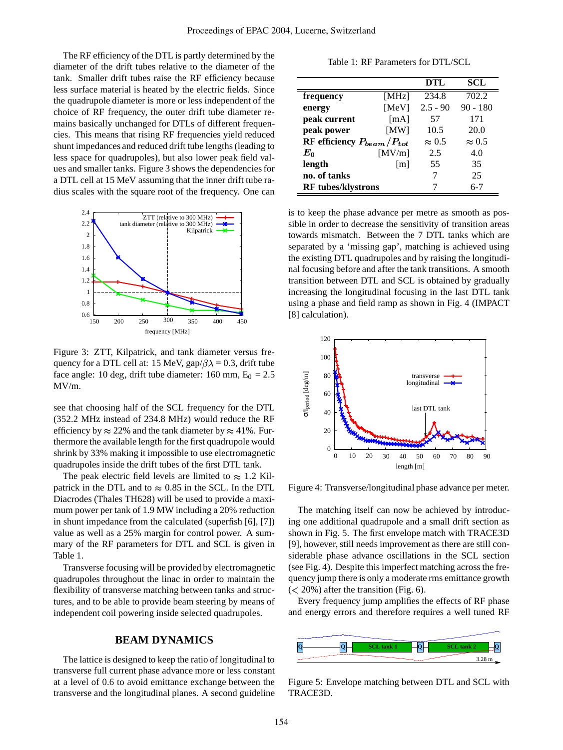The RF efficiency of the DTL is partly determined by the diameter of the drift tubes relative to the diameter of the tank. Smaller drift tubes raise the RF efficiency because less surface material is heated by the electric fields. Since the quadrupole diameter is more or less independent of the choice of RF frequency, the outer drift tube diameter remains basically unchanged for DTLs of different frequencies. This means that rising RF frequencies yield reduced shunt impedances and reduced drift tube lengths (leading to less space for quadrupoles), but also lower peak field values and smaller tanks. Figure 3 shows the dependencies for a DTL cell at 15 MeV assuming that the inner drift tube radius scales with the square root of the frequency. One can see that choosing half of the SCL frequency for the DTL (352.2 MHz instead of 234.8 MHz) would reduce the RF efficiency by ≈ 22% and the tank diameter by ≈ 41%. Furthermore the available length for the first quadrupole would shrink by 33% making it impossible to use electromagnetic quadrupoles inside the drift tubes of the first DTL tank.

Figure 3: ZTT, Kilpatrick, and tank diameter versus frequency for a DTL cell at: 15 MeV, gap/$\beta\lambda$ = 0.3, drift tube face angle: 10 deg, drift tube diameter: 160 mm, $E_0$ = 2.5 MV/m.

The peak electric field levels are limited to ≈ 1.2 Kilpatrick in the DTL and to ≈ 0.85 in the SCL. In the DTL Diacrodes (Thales TH628) will be used to provide a maximum power per tank of 1.9 MW including a 20% reduction in shunt impedance from the calculated (superfish [6], [7]) value as well as a 25% margin for control power. A summary of the RF parameters for DTL and SCL is given in Table 1.

Transverse focusing will be provided by electromagnetic quadrupoles throughout the linac in order to maintain the flexibility of transverse matching between tanks and structures, and to be able to provide beam steering by means of independent coil powering inside selected quadrupoles.

## BEAM DYNAMICS

The lattice is designed to keep the ratio of longitudinal to transverse full current phase advance more or less constant at a level of 0.6 to avoid emittance exchange between the transverse and the longitudinal planes. A second guideline is to keep the phase advance per metre as smooth as possible in order to decrease the sensitivity of transition areas towards mismatch. Between the 7 DTL tanks which are separated by a 'missing gap', matching is achieved using the existing DTL quadrupoles and by raising the longitudinal focusing before and after the tank transitions. A smooth transition between DTL and SCL is obtained by gradually increasing the longitudinal focusing in the last DTL tank using a phase and field ramp as shown in Fig. 4 (IMPACT [8] calculation).

Table 1: RF Parameters for DTL/SCL

| | | DTL | SCL |
|---|---|---|---|
| **frequency** | [MHz] | 234.8 | 702.2 |
| **energy** | [MeV] | 2.5 - 90 | 90 - 180 |
| **peak current** | [mA] | 57 | 171 |
| **peak power** | [MW] | 10.5 | 20.0 |
| **RF efficiency $P_{beam}/P_{tot}$** | | ≈ 0.5 | ≈ 0.5 |
| **$E_0$** | [MV/m] | 2.5 | 4.0 |
| **length** | [m] | 55 | 35 |
| **no. of tanks** | | 7 | 25 |
| **RF tubes/klystrons** | | 7 | 6-7 |

Figure 4: Transverse/longitudinal phase advance per meter.

The matching itself can now be achieved by introducing one additional quadrupole and a small drift section as shown in Fig. 5. The first envelope match with TRACE3D [9], however, still needs improvement as there are still considerable phase advance oscillations in the SCL section (see Fig. 4). Despite this imperfect matching across the frequency jump there is only a moderate rms emittance growth (< 20%) after the transition (Fig. 6).

Every frequency jump amplifies the effects of RF phase and energy errors and therefore requires a well tuned RF

Figure 5: Envelope matching between DTL and SCL with TRACE3D.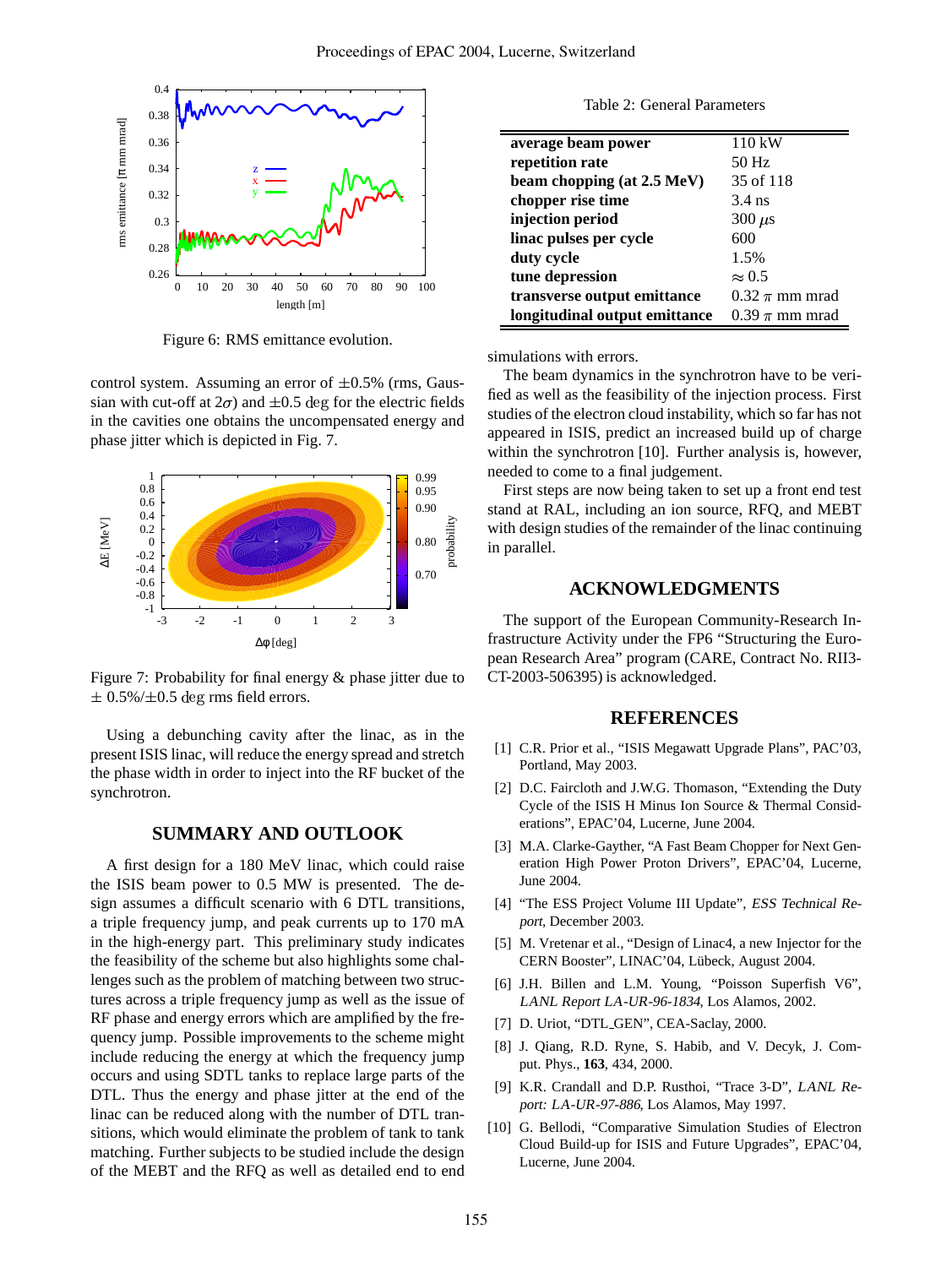0.4
0.38
0.36
0.34
0.32
0.3
0.28
0.26
rms emittance [π mm mrad]
z
x
y
0 10 20 30 40 50 60 70 80 90 100
length [m]

Figure 6: RMS emittance evolution.

control system. Assuming an error of ±0.5% (rms, Gaussian with cut-off at $2\sigma$) and ±0.5 deg for the electric fields in the cavities one obtains the uncompensated energy and phase jitter which is depicted in Fig. 7.

1
0.8
0.6
0.4
0.2
0
-0.2
-0.4
-0.6
-0.8
-1
ΔE [MeV]
-3 -2 -1 0 1 2 3
Δφ [deg]
0.99
0.95
0.90
0.80
0.70
probability

Figure 7: Probability for final energy & phase jitter due to ± 0.5%/±0.5 deg rms field errors.

Using a debunching cavity after the linac, as in the present ISIS linac, will reduce the energy spread and stretch the phase width in order to inject into the RF bucket of the synchrotron.

## SUMMARY AND OUTLOOK

A first design for a 180 MeV linac, which could raise the ISIS beam power to 0.5 MW is presented. The design assumes a difficult scenario with 6 DTL transitions, a triple frequency jump, and peak currents up to 170 mA in the high-energy part. This preliminary study indicates the feasibility of the scheme but also highlights some challenges such as the problem of matching between two structures across a triple frequency jump as well as the issue of RF phase and energy errors which are amplified by the frequency jump. Possible improvements to the scheme might include reducing the energy at which the frequency jump occurs and using SDTL tanks to replace large parts of the DTL. Thus the energy and phase jitter at the end of the linac can be reduced along with the number of DTL transitions, which would eliminate the problem of tank to tank matching. Further subjects to be studied include the design of the MEBT and the RFQ as well as detailed end to end simulations with errors.

Table 2: General Parameters

| | |
|---|---|
| **average beam power** | 110 kW |
| **repetition rate** | 50 Hz |
| **beam chopping (at 2.5 MeV)** | 35 of 118 |
| **chopper rise time** | 3.4 ns |
| **injection period** | 300 $\mu$s |
| **linac pulses per cycle** | 600 |
| **duty cycle** | 1.5% |
| **tune depression** | $\approx$ 0.5 |
| **transverse output emittance** | 0.32 $\pi$ mm mrad |
| **longitudinal output emittance** | 0.39 $\pi$ mm mrad |

The beam dynamics in the synchrotron have to be verified as well as the feasibility of the injection process. First studies of the electron cloud instability, which so far has not appeared in ISIS, predict an increased build up of charge within the synchrotron [10]. Further analysis is, however, needed to come to a final judgement.

First steps are now being taken to set up a front end test stand at RAL, including an ion source, RFQ, and MEBT with design studies of the remainder of the linac continuing in parallel.

## ACKNOWLEDGMENTS

The support of the European Community-Research Infrastructure Activity under the FP6 "Structuring the European Research Area" program (CARE, Contract No. RII3-CT-2003-506395) is acknowledged.

## REFERENCES

[1] C.R. Prior et al., "ISIS Megawatt Upgrade Plans", PAC'03, Portland, May 2003.

[2] D.C. Faircloth and J.W.G. Thomason, "Extending the Duty Cycle of the ISIS H Minus Ion Source & Thermal Considerations", EPAC'04, Lucerne, June 2004.

[3] M.A. Clarke-Gayther, "A Fast Beam Chopper for Next Generation High Power Proton Drivers", EPAC'04, Lucerne, June 2004.

[4] "The ESS Project Volume III Update", *ESS Technical Report*, December 2003.

[5] M. Vretenar et al., "Design of Linac4, a new Injector for the CERN Booster", LINAC'04, Lübeck, August 2004.

[6] J.H. Billen and L.M. Young, "Poisson Superfish V6", *LANL Report LA-UR-96-1834*, Los Alamos, 2002.

[7] D. Uriot, "DTL_GEN", CEA-Saclay, 2000.

[8] J. Qiang, R.D. Ryne, S. Habib, and V. Decyk, J. Comput. Phys., **163**, 434, 2000.

[9] K.R. Crandall and D.P. Rusthoi, "Trace 3-D", *LANL Report: LA-UR-97-886*, Los Alamos, May 1997.

[10] G. Bellodi, "Comparative Simulation Studies of Electron Cloud Build-up for ISIS and Future Upgrades", EPAC'04, Lucerne, June 2004.